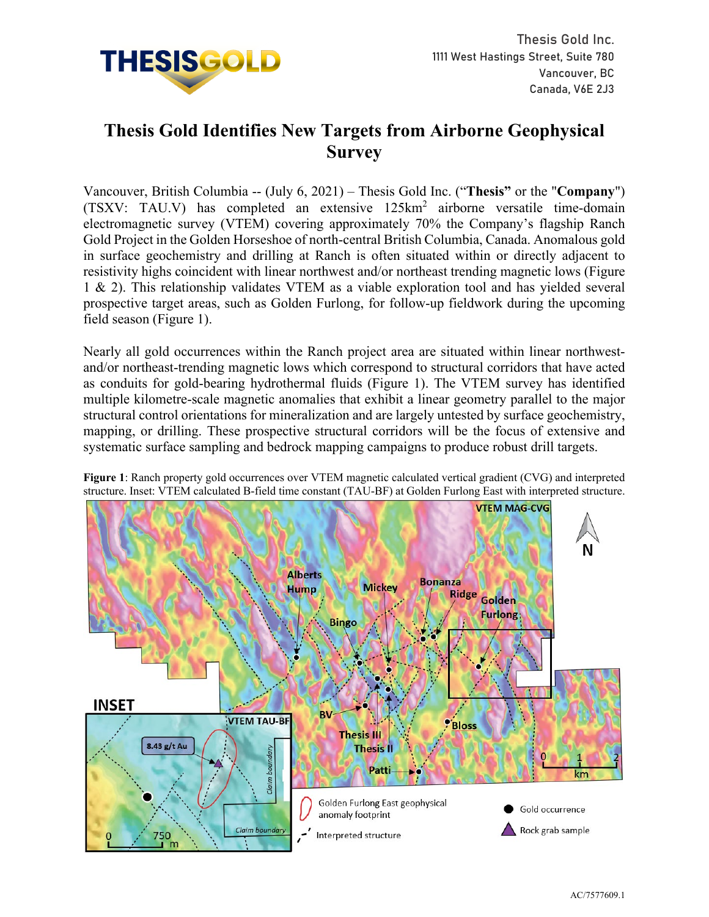Thesis Gold Inc.
1111 West Hastings Street, Suite 780
Vancouver, BC
Canada, V6E 2J3

# Thesis Gold Identifies New Targets from Airborne Geophysical Survey

Vancouver, British Columbia -- (July 6, 2021) – Thesis Gold Inc. ("**Thesis**" or the "**Company**") (TSXV: TAU.V) has completed an extensive 125km$^2$ airborne versatile time-domain electromagnetic survey (VTEM) covering approximately 70% the Company's flagship Ranch Gold Project in the Golden Horseshoe of north-central British Columbia, Canada. Anomalous gold in surface geochemistry and drilling at Ranch is often situated within or directly adjacent to resistivity highs coincident with linear northwest and/or northeast trending magnetic lows (Figure 1 & 2). This relationship validates VTEM as a viable exploration tool and has yielded several prospective target areas, such as Golden Furlong, for follow-up fieldwork during the upcoming field season (Figure 1).

Nearly all gold occurrences within the Ranch project area are situated within linear northwest- and/or northeast-trending magnetic lows which correspond to structural corridors that have acted as conduits for gold-bearing hydrothermal fluids (Figure 1). The VTEM survey has identified multiple kilometre-scale magnetic anomalies that exhibit a linear geometry parallel to the major structural control orientations for mineralization and are largely untested by surface geochemistry, mapping, or drilling. These prospective structural corridors will be the focus of extensive and systematic surface sampling and bedrock mapping campaigns to produce robust drill targets.

**Figure 1**: Ranch property gold occurrences over VTEM magnetic calculated vertical gradient (CVG) and interpreted structure. Inset: VTEM calculated B-field time constant (TAU-BF) at Golden Furlong East with interpreted structure.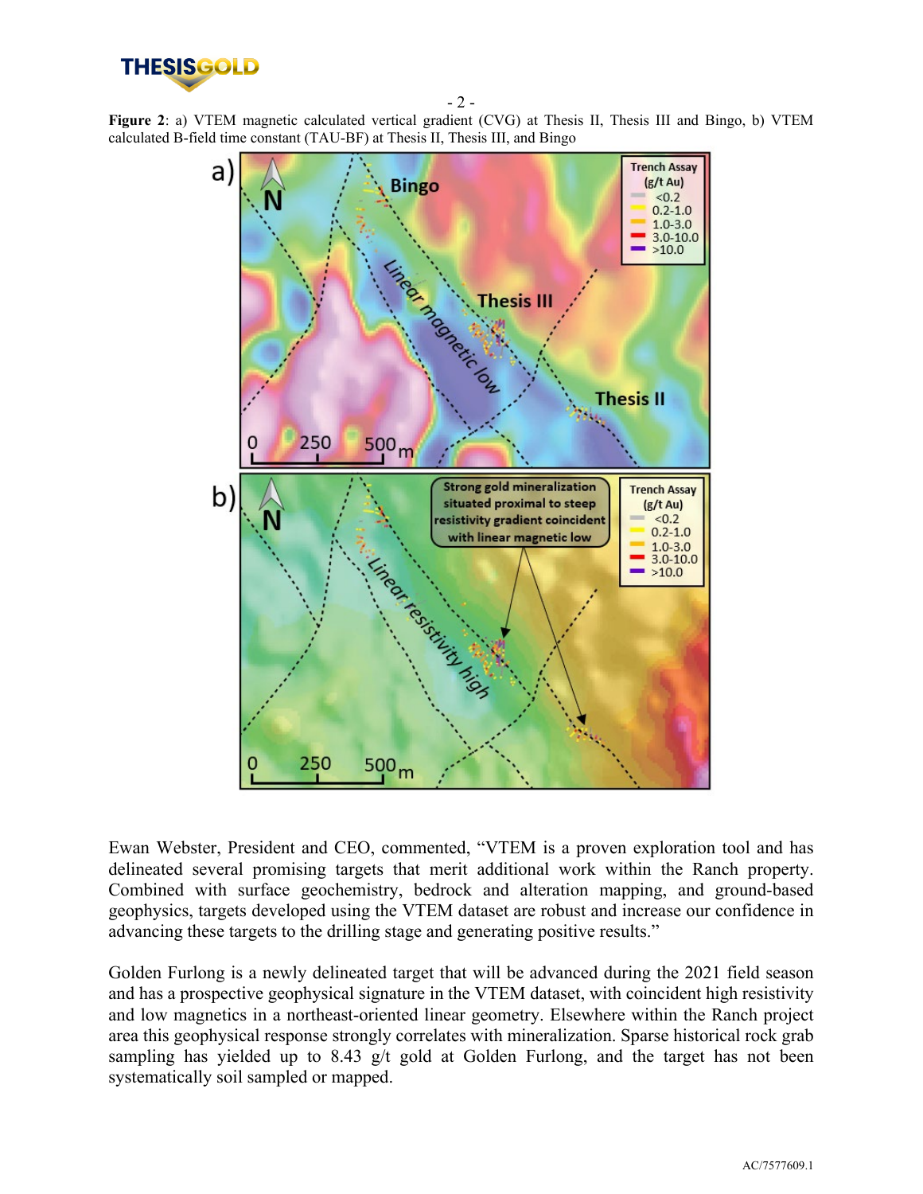**Figure 2**: a) VTEM magnetic calculated vertical gradient (CVG) at Thesis II, Thesis III and Bingo, b) VTEM calculated B-field time constant (TAU-BF) at Thesis II, Thesis III, and Bingo

Ewan Webster, President and CEO, commented, "VTEM is a proven exploration tool and has delineated several promising targets that merit additional work within the Ranch property. Combined with surface geochemistry, bedrock and alteration mapping, and ground-based geophysics, targets developed using the VTEM dataset are robust and increase our confidence in advancing these targets to the drilling stage and generating positive results."

Golden Furlong is a newly delineated target that will be advanced during the 2021 field season and has a prospective geophysical signature in the VTEM dataset, with coincident high resistivity and low magnetics in a northeast-oriented linear geometry. Elsewhere within the Ranch project area this geophysical response strongly correlates with mineralization. Sparse historical rock grab sampling has yielded up to 8.43 g/t gold at Golden Furlong, and the target has not been systematically soil sampled or mapped.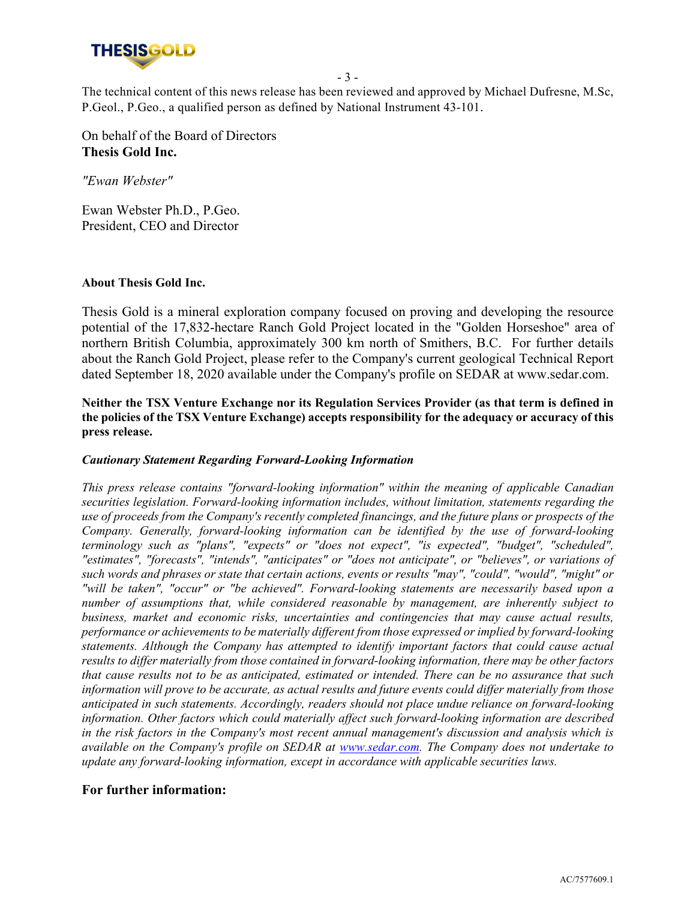The technical content of this news release has been reviewed and approved by Michael Dufresne, M.Sc, P.Geol., P.Geo., a qualified person as defined by National Instrument 43-101.

On behalf of the Board of Directors
**Thesis Gold Inc.**

*"Ewan Webster"*

Ewan Webster Ph.D., P.Geo.
President, CEO and Director

**About Thesis Gold Inc.**

Thesis Gold is a mineral exploration company focused on proving and developing the resource potential of the 17,832-hectare Ranch Gold Project located in the "Golden Horseshoe" area of northern British Columbia, approximately 300 km north of Smithers, B.C. For further details about the Ranch Gold Project, please refer to the Company's current geological Technical Report dated September 18, 2020 available under the Company's profile on SEDAR at www.sedar.com.

**Neither the TSX Venture Exchange nor its Regulation Services Provider (as that term is defined in the policies of the TSX Venture Exchange) accepts responsibility for the adequacy or accuracy of this press release.**

***Cautionary Statement Regarding Forward-Looking Information***

*This press release contains "forward-looking information" within the meaning of applicable Canadian securities legislation. Forward-looking information includes, without limitation, statements regarding the use of proceeds from the Company's recently completed financings, and the future plans or prospects of the Company. Generally, forward-looking information can be identified by the use of forward-looking terminology such as "plans", "expects" or "does not expect", "is expected", "budget", "scheduled", "estimates", "forecasts", "intends", "anticipates" or "does not anticipate", or "believes", or variations of such words and phrases or state that certain actions, events or results "may", "could", "would", "might" or "will be taken", "occur" or "be achieved". Forward-looking statements are necessarily based upon a number of assumptions that, while considered reasonable by management, are inherently subject to business, market and economic risks, uncertainties and contingencies that may cause actual results, performance or achievements to be materially different from those expressed or implied by forward-looking statements. Although the Company has attempted to identify important factors that could cause actual results to differ materially from those contained in forward-looking information, there may be other factors that cause results not to be as anticipated, estimated or intended. There can be no assurance that such information will prove to be accurate, as actual results and future events could differ materially from those anticipated in such statements. Accordingly, readers should not place undue reliance on forward-looking information. Other factors which could materially affect such forward-looking information are described in the risk factors in the Company's most recent annual management's discussion and analysis which is available on the Company's profile on SEDAR at www.sedar.com. The Company does not undertake to update any forward-looking information, except in accordance with applicable securities laws.*

**For further information:**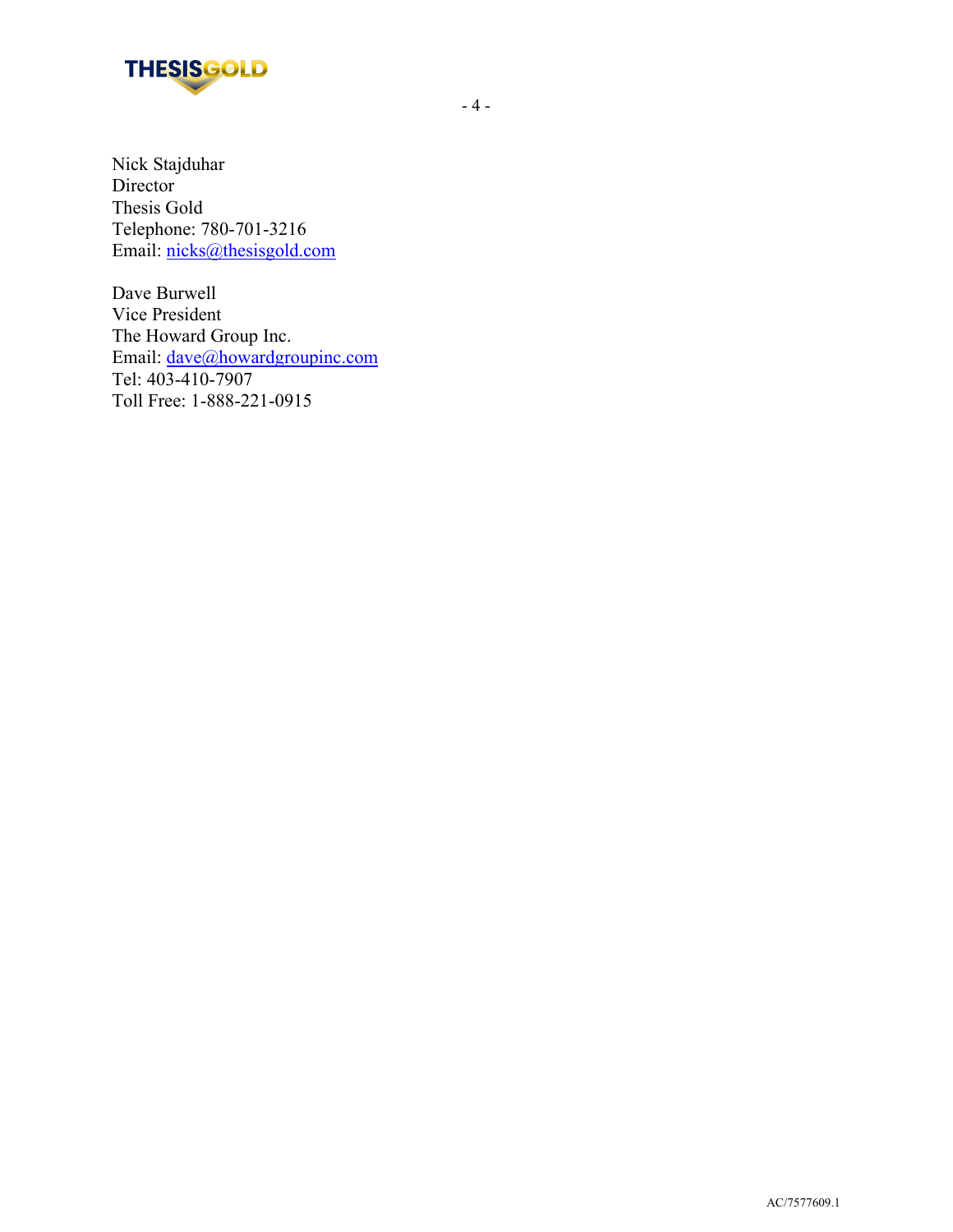Nick Stajduhar
Director
Thesis Gold
Telephone: 780-701-3216
Email: nicks@thesisgold.com

Dave Burwell
Vice President
The Howard Group Inc.
Email: dave@howardgroupinc.com
Tel: 403-410-7907
Toll Free: 1-888-221-0915